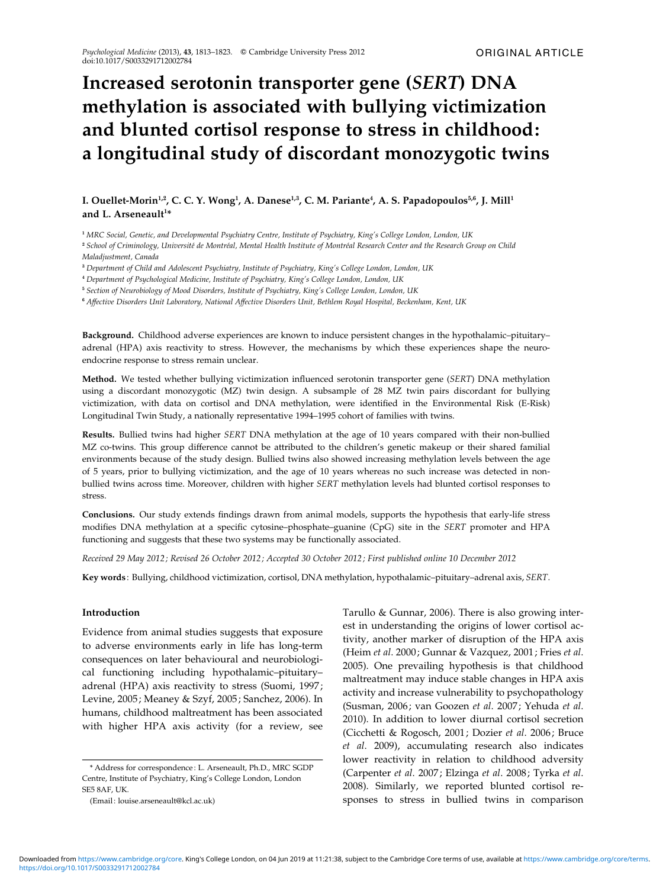ORIGINAL ARTICLE

# Increased serotonin transporter gene (*SERT*) DNA methylation is associated with bullying victimization and blunted cortisol response to stress in childhood: a longitudinal study of discordant monozygotic twins

**I. Ouellet-Morin[1,2], C. C. Y. Wong[1], A. Danese[1,3], C. M. Pariante[4], A. S. Papadopoulos[5,6], J. Mill[1] and L. Arseneault[1]***

[1] *MRC Social, Genetic, and Developmental Psychiatry Centre, Institute of Psychiatry, King's College London, London, UK*

[2] *School of Criminology, Université de Montréal, Mental Health Institute of Montréal Research Center and the Research Group on Child Maladjustment, Canada*

[3] *Department of Child and Adolescent Psychiatry, Institute of Psychiatry, King's College London, London, UK*

[4] *Department of Psychological Medicine, Institute of Psychiatry, King's College London, London, UK*

[5] *Section of Neurobiology of Mood Disorders, Institute of Psychiatry, King's College London, London, UK*

[6] *Affective Disorders Unit Laboratory, National Affective Disorders Unit, Bethlem Royal Hospital, Beckenham, Kent, UK*

**Background.** Childhood adverse experiences are known to induce persistent changes in the hypothalamic–pituitary–adrenal (HPA) axis reactivity to stress. However, the mechanisms by which these experiences shape the neuroendocrine response to stress remain unclear.

**Method.** We tested whether bullying victimization influenced serotonin transporter gene (*SERT*) DNA methylation using a discordant monozygotic (MZ) twin design. A subsample of 28 MZ twin pairs discordant for bullying victimization, with data on cortisol and DNA methylation, were identified in the Environmental Risk (E-Risk) Longitudinal Twin Study, a nationally representative 1994–1995 cohort of families with twins.

**Results.** Bullied twins had higher *SERT* DNA methylation at the age of 10 years compared with their non-bullied MZ co-twins. This group difference cannot be attributed to the children's genetic makeup or their shared familial environments because of the study design. Bullied twins also showed increasing methylation levels between the age of 5 years, prior to bullying victimization, and the age of 10 years whereas no such increase was detected in non-bullied twins across time. Moreover, children with higher *SERT* methylation levels had blunted cortisol responses to stress.

**Conclusions.** Our study extends findings drawn from animal models, supports the hypothesis that early-life stress modifies DNA methylation at a specific cytosine–phosphate–guanine (CpG) site in the *SERT* promoter and HPA functioning and suggests that these two systems may be functionally associated.

*Received 29 May 2012; Revised 26 October 2012; Accepted 30 October 2012; First published online 10 December 2012*

**Key words**: Bullying, childhood victimization, cortisol, DNA methylation, hypothalamic–pituitary–adrenal axis, *SERT*.

## Introduction

Evidence from animal studies suggests that exposure to adverse environments early in life has long-term consequences on later behavioural and neurobiological functioning including hypothalamic–pituitary–adrenal (HPA) axis reactivity to stress (Suomi, 1997; Levine, 2005; Meaney & Szyf, 2005; Sanchez, 2006). In humans, childhood maltreatment has been associated with higher HPA axis activity (for a review, see Tarullo & Gunnar, 2006). There is also growing interest in understanding the origins of lower cortisol activity, another marker of disruption of the HPA axis (Heim *et al*. 2000; Gunnar & Vazquez, 2001; Fries *et al*. 2005). One prevailing hypothesis is that childhood maltreatment may induce stable changes in HPA axis activity and increase vulnerability to psychopathology (Susman, 2006; van Goozen *et al*. 2007; Yehuda *et al*. 2010). In addition to lower diurnal cortisol secretion (Cicchetti & Rogosch, 2001; Dozier *et al*. 2006; Bruce *et al*. 2009), accumulating research also indicates lower reactivity in relation to childhood adversity (Carpenter *et al*. 2007; Elzinga *et al*. 2008; Tyrka *et al*. 2008). Similarly, we reported blunted cortisol responses to stress in bullied twins in comparison

* Address for correspondence: L. Arseneault, Ph.D., MRC SGDP Centre, Institute of Psychiatry, King's College London, London SE5 8AF, UK.

(Email: louise.arseneault@kcl.ac.uk)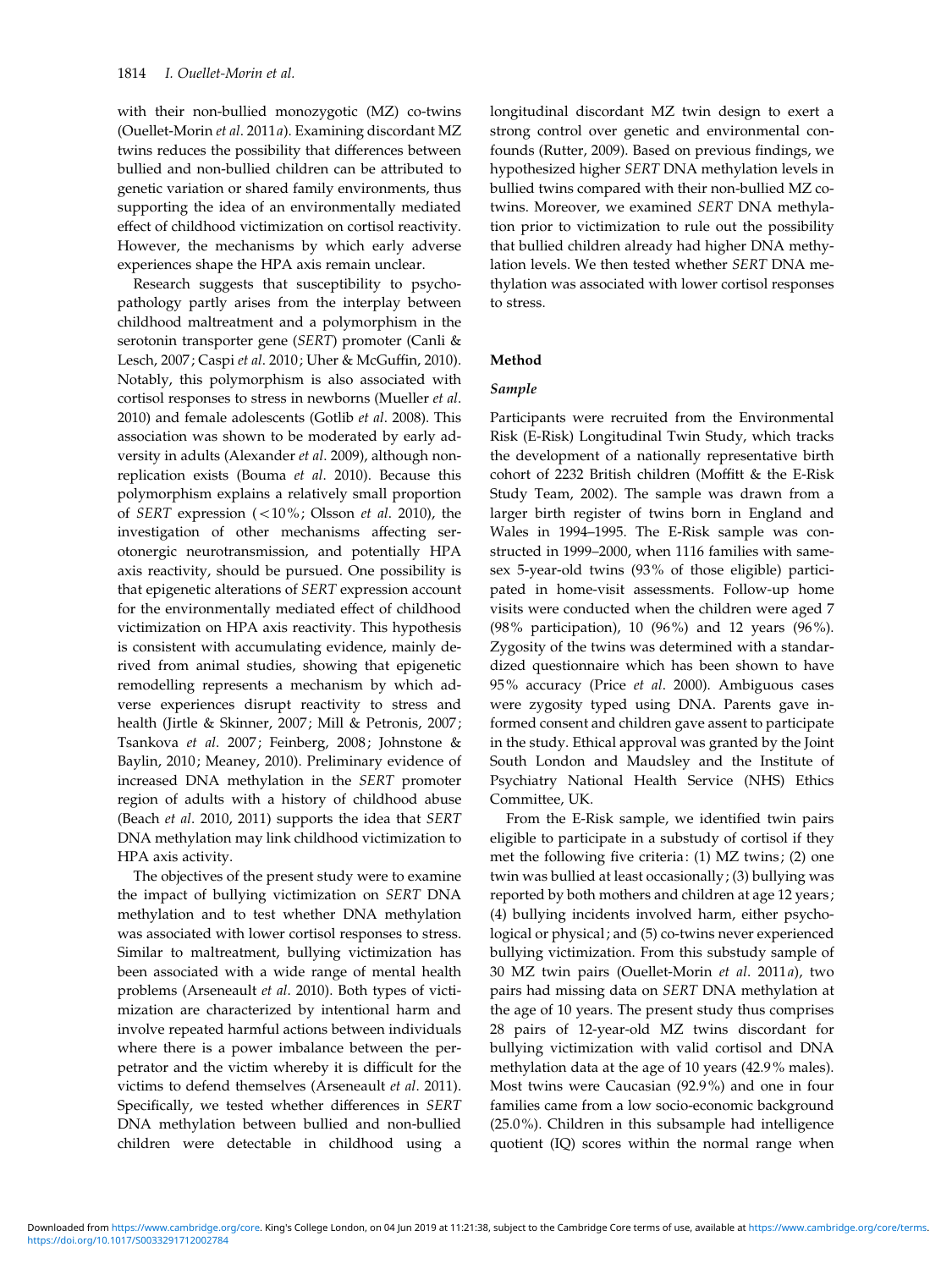with their non-bullied monozygotic (MZ) co-twins (Ouellet-Morin *et al*. 2011*a*). Examining discordant MZ twins reduces the possibility that differences between bullied and non-bullied children can be attributed to genetic variation or shared family environments, thus supporting the idea of an environmentally mediated effect of childhood victimization on cortisol reactivity. However, the mechanisms by which early adverse experiences shape the HPA axis remain unclear.

Research suggests that susceptibility to psychopathology partly arises from the interplay between childhood maltreatment and a polymorphism in the serotonin transporter gene (*SERT*) promoter (Canli & Lesch, 2007; Caspi *et al*. 2010; Uher & McGuffin, 2010). Notably, this polymorphism is also associated with cortisol responses to stress in newborns (Mueller *et al*. 2010) and female adolescents (Gotlib *et al*. 2008). This association was shown to be moderated by early adversity in adults (Alexander *et al*. 2009), although non-replication exists (Bouma *et al*. 2010). Because this polymorphism explains a relatively small proportion of *SERT* expression (<10%; Olsson *et al*. 2010), the investigation of other mechanisms affecting serotonergic neurotransmission, and potentially HPA axis reactivity, should be pursued. One possibility is that epigenetic alterations of *SERT* expression account for the environmentally mediated effect of childhood victimization on HPA axis reactivity. This hypothesis is consistent with accumulating evidence, mainly derived from animal studies, showing that epigenetic remodelling represents a mechanism by which adverse experiences disrupt reactivity to stress and health (Jirtle & Skinner, 2007; Mill & Petronis, 2007; Tsankova *et al*. 2007; Feinberg, 2008; Johnstone & Baylin, 2010; Meaney, 2010). Preliminary evidence of increased DNA methylation in the *SERT* promoter region of adults with a history of childhood abuse (Beach *et al*. 2010, 2011) supports the idea that *SERT* DNA methylation may link childhood victimization to HPA axis activity.

The objectives of the present study were to examine the impact of bullying victimization on *SERT* DNA methylation and to test whether DNA methylation was associated with lower cortisol responses to stress. Similar to maltreatment, bullying victimization has been associated with a wide range of mental health problems (Arseneault *et al*. 2010). Both types of victimization are characterized by intentional harm and involve repeated harmful actions between individuals where there is a power imbalance between the perpetrator and the victim whereby it is difficult for the victims to defend themselves (Arseneault *et al*. 2011). Specifically, we tested whether differences in *SERT* DNA methylation between bullied and non-bullied children were detectable in childhood using a longitudinal discordant MZ twin design to exert a strong control over genetic and environmental confounds (Rutter, 2009). Based on previous findings, we hypothesized higher *SERT* DNA methylation levels in bullied twins compared with their non-bullied MZ co-twins. Moreover, we examined *SERT* DNA methylation prior to victimization to rule out the possibility that bullied children already had higher DNA methylation levels. We then tested whether *SERT* DNA methylation was associated with lower cortisol responses to stress.

## Method

### Sample

Participants were recruited from the Environmental Risk (E-Risk) Longitudinal Twin Study, which tracks the development of a nationally representative birth cohort of 2232 British children (Moffitt & the E-Risk Study Team, 2002). The sample was drawn from a larger birth register of twins born in England and Wales in 1994–1995. The E-Risk sample was constructed in 1999–2000, when 1116 families with same-sex 5-year-old twins (93% of those eligible) participated in home-visit assessments. Follow-up home visits were conducted when the children were aged 7 (98% participation), 10 (96%) and 12 years (96%). Zygosity of the twins was determined with a standardized questionnaire which has been shown to have 95% accuracy (Price *et al*. 2000). Ambiguous cases were zygosity typed using DNA. Parents gave informed consent and children gave assent to participate in the study. Ethical approval was granted by the Joint South London and Maudsley and the Institute of Psychiatry National Health Service (NHS) Ethics Committee, UK.

From the E-Risk sample, we identified twin pairs eligible to participate in a substudy of cortisol if they met the following five criteria: (1) MZ twins; (2) one twin was bullied at least occasionally; (3) bullying was reported by both mothers and children at age 12 years; (4) bullying incidents involved harm, either psychological or physical; and (5) co-twins never experienced bullying victimization. From this substudy sample of 30 MZ twin pairs (Ouellet-Morin *et al*. 2011*a*), two pairs had missing data on *SERT* DNA methylation at the age of 10 years. The present study thus comprises 28 pairs of 12-year-old MZ twins discordant for bullying victimization with valid cortisol and DNA methylation data at the age of 10 years (42.9% males). Most twins were Caucasian (92.9%) and one in four families came from a low socio-economic background (25.0%). Children in this subsample had intelligence quotient (IQ) scores within the normal range when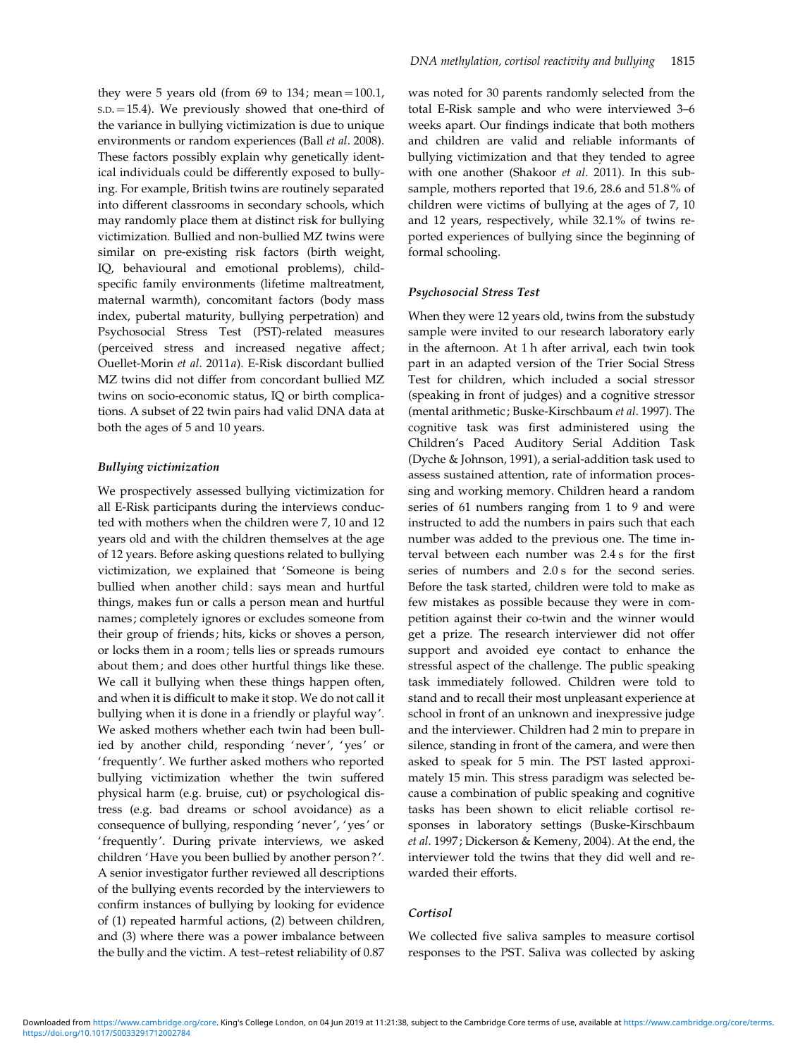they were 5 years old (from 69 to 134; mean = 100.1, S.D. = 15.4). We previously showed that one-third of the variance in bullying victimization is due to unique environments or random experiences (Ball *et al*. 2008). These factors possibly explain why genetically identical individuals could be differently exposed to bullying. For example, British twins are routinely separated into different classrooms in secondary schools, which may randomly place them at distinct risk for bullying victimization. Bullied and non-bullied MZ twins were similar on pre-existing risk factors (birth weight, IQ, behavioural and emotional problems), child-specific family environments (lifetime maltreatment, maternal warmth), concomitant factors (body mass index, pubertal maturity, bullying perpetration) and Psychosocial Stress Test (PST)-related measures (perceived stress and increased negative affect; Ouellet-Morin *et al*. 2011*a*). E-Risk discordant bullied MZ twins did not differ from concordant bullied MZ twins on socio-economic status, IQ or birth complications. A subset of 22 twin pairs had valid DNA data at both the ages of 5 and 10 years.

### *Bullying victimization*

We prospectively assessed bullying victimization for all E-Risk participants during the interviews conducted with mothers when the children were 7, 10 and 12 years old and with the children themselves at the age of 12 years. Before asking questions related to bullying victimization, we explained that 'Someone is being bullied when another child: says mean and hurtful things, makes fun or calls a person mean and hurtful names; completely ignores or excludes someone from their group of friends; hits, kicks or shoves a person, or locks them in a room; tells lies or spreads rumours about them; and does other hurtful things like these. We call it bullying when these things happen often, and when it is difficult to make it stop. We do not call it bullying when it is done in a friendly or playful way'. We asked mothers whether each twin had been bullied by another child, responding 'never', 'yes' or 'frequently'. We further asked mothers who reported bullying victimization whether the twin suffered physical harm (e.g. bruise, cut) or psychological distress (e.g. bad dreams or school avoidance) as a consequence of bullying, responding 'never', 'yes' or 'frequently'. During private interviews, we asked children 'Have you been bullied by another person?'. A senior investigator further reviewed all descriptions of the bullying events recorded by the interviewers to confirm instances of bullying by looking for evidence of (1) repeated harmful actions, (2) between children, and (3) where there was a power imbalance between the bully and the victim. A test–retest reliability of 0.87 was noted for 30 parents randomly selected from the total E-Risk sample and who were interviewed 3–6 weeks apart. Our findings indicate that both mothers and children are valid and reliable informants of bullying victimization and that they tended to agree with one another (Shakoor *et al*. 2011). In this subsample, mothers reported that 19.6, 28.6 and 51.8% of children were victims of bullying at the ages of 7, 10 and 12 years, respectively, while 32.1% of twins reported experiences of bullying since the beginning of formal schooling.

### *Psychosocial Stress Test*

When they were 12 years old, twins from the substudy sample were invited to our research laboratory early in the afternoon. At 1 h after arrival, each twin took part in an adapted version of the Trier Social Stress Test for children, which included a social stressor (speaking in front of judges) and a cognitive stressor (mental arithmetic; Buske-Kirschbaum *et al*. 1997). The cognitive task was first administered using the Children's Paced Auditory Serial Addition Task (Dyche & Johnson, 1991), a serial-addition task used to assess sustained attention, rate of information processing and working memory. Children heard a random series of 61 numbers ranging from 1 to 9 and were instructed to add the numbers in pairs such that each number was added to the previous one. The time interval between each number was 2.4 s for the first series of numbers and 2.0 s for the second series. Before the task started, children were told to make as few mistakes as possible because they were in competition against their co-twin and the winner would get a prize. The research interviewer did not offer support and avoided eye contact to enhance the stressful aspect of the challenge. The public speaking task immediately followed. Children were told to stand and to recall their most unpleasant experience at school in front of an unknown and inexpressive judge and the interviewer. Children had 2 min to prepare in silence, standing in front of the camera, and were then asked to speak for 5 min. The PST lasted approximately 15 min. This stress paradigm was selected because a combination of public speaking and cognitive tasks has been shown to elicit reliable cortisol responses in laboratory settings (Buske-Kirschbaum *et al*. 1997; Dickerson & Kemeny, 2004). At the end, the interviewer told the twins that they did well and rewarded their efforts.

### *Cortisol*

We collected five saliva samples to measure cortisol responses to the PST. Saliva was collected by asking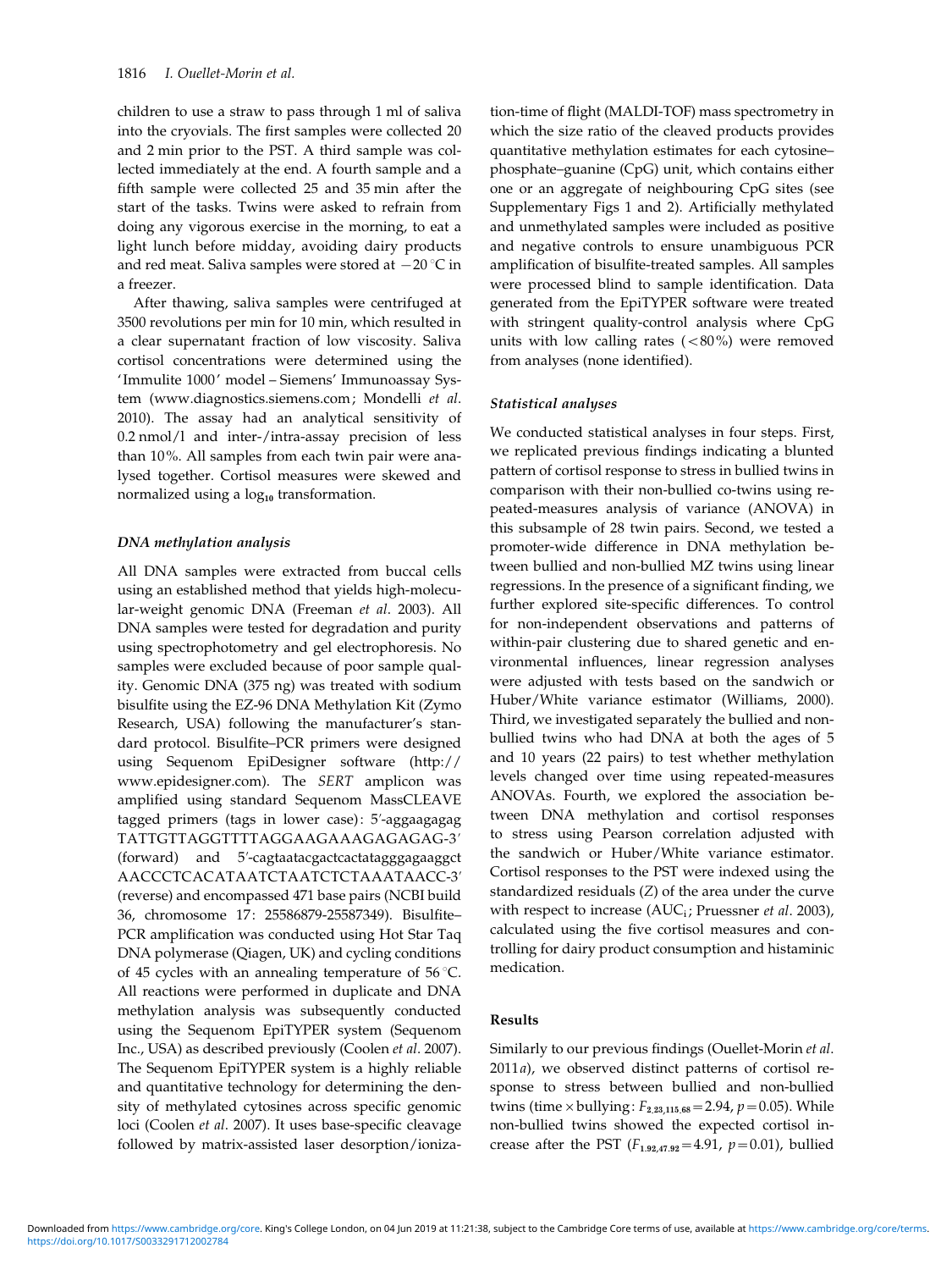children to use a straw to pass through 1 ml of saliva into the cryovials. The first samples were collected 20 and 2 min prior to the PST. A third sample was collected immediately at the end. A fourth sample and a fifth sample were collected 25 and 35 min after the start of the tasks. Twins were asked to refrain from doing any vigorous exercise in the morning, to eat a light lunch before midday, avoiding dairy products and red meat. Saliva samples were stored at −20 °C in a freezer.

After thawing, saliva samples were centrifuged at 3500 revolutions per min for 10 min, which resulted in a clear supernatant fraction of low viscosity. Saliva cortisol concentrations were determined using the 'Immulite 1000' model – Siemens' Immunoassay System (www.diagnostics.siemens.com; Mondelli *et al*. 2010). The assay had an analytical sensitivity of 0.2 nmol/l and inter-/intra-assay precision of less than 10%. All samples from each twin pair were analysed together. Cortisol measures were skewed and normalized using a $\log_{10}$ transformation.

### *DNA methylation analysis*

All DNA samples were extracted from buccal cells using an established method that yields high-molecular-weight genomic DNA (Freeman *et al*. 2003). All DNA samples were tested for degradation and purity using spectrophotometry and gel electrophoresis. No samples were excluded because of poor sample quality. Genomic DNA (375 ng) was treated with sodium bisulfite using the EZ-96 DNA Methylation Kit (Zymo Research, USA) following the manufacturer's standard protocol. Bisulfite–PCR primers were designed using Sequenom EpiDesigner software (http://www.epidesigner.com). The *SERT* amplicon was amplified using standard Sequenom MassCLEAVE tagged primers (tags in lower case): 5′-aggaagagag TATTGTTAGGTTTTAGGAAGAAAGAGAGAG-3′ (forward) and 5′-cagtaatacgactcactatagggagaaggct AACCCTCACATAATCTAATCTCTAAATAACC-3′ (reverse) and encompassed 471 base pairs (NCBI build 36, chromosome 17: 25586879-25587349). Bisulfite–PCR amplification was conducted using Hot Star Taq DNA polymerase (Qiagen, UK) and cycling conditions of 45 cycles with an annealing temperature of 56 °C. All reactions were performed in duplicate and DNA methylation analysis was subsequently conducted using the Sequenom EpiTYPER system (Sequenom Inc., USA) as described previously (Coolen *et al*. 2007). The Sequenom EpiTYPER system is a highly reliable and quantitative technology for determining the density of methylated cytosines across specific genomic loci (Coolen *et al*. 2007). It uses base-specific cleavage followed by matrix-assisted laser desorption/ionization-time of flight (MALDI-TOF) mass spectrometry in which the size ratio of the cleaved products provides quantitative methylation estimates for each cytosine–phosphate–guanine (CpG) unit, which contains either one or an aggregate of neighbouring CpG sites (see Supplementary Figs 1 and 2). Artificially methylated and unmethylated samples were included as positive and negative controls to ensure unambiguous PCR amplification of bisulfite-treated samples. All samples were processed blind to sample identification. Data generated from the EpiTYPER software were treated with stringent quality-control analysis where CpG units with low calling rates (<80%) were removed from analyses (none identified).

### *Statistical analyses*

We conducted statistical analyses in four steps. First, we replicated previous findings indicating a blunted pattern of cortisol response to stress in bullied twins in comparison with their non-bullied co-twins using repeated-measures analysis of variance (ANOVA) in this subsample of 28 twin pairs. Second, we tested a promoter-wide difference in DNA methylation between bullied and non-bullied MZ twins using linear regressions. In the presence of a significant finding, we further explored site-specific differences. To control for non-independent observations and patterns of within-pair clustering due to shared genetic and environmental influences, linear regression analyses were adjusted with tests based on the sandwich or Huber/White variance estimator (Williams, 2000). Third, we investigated separately the bullied and non-bullied twins who had DNA at both the ages of 5 and 10 years (22 pairs) to test whether methylation levels changed over time using repeated-measures ANOVAs. Fourth, we explored the association between DNA methylation and cortisol responses to stress using Pearson correlation adjusted with the sandwich or Huber/White variance estimator. Cortisol responses to the PST were indexed using the standardized residuals ($Z$) of the area under the curve with respect to increase ($AUC_i$; Pruessner *et al*. 2003), calculated using the five cortisol measures and controlling for dairy product consumption and histaminic medication.

## Results

Similarly to our previous findings (Ouellet-Morin *et al*. 2011*a*), we observed distinct patterns of cortisol response to stress between bullied and non-bullied twins (time × bullying: $F_{2.23,115.68} = 2.94$, $p = 0.05$). While non-bullied twins showed the expected cortisol increase after the PST ($F_{1.92,47.92} = 4.91$, $p = 0.01$), bullied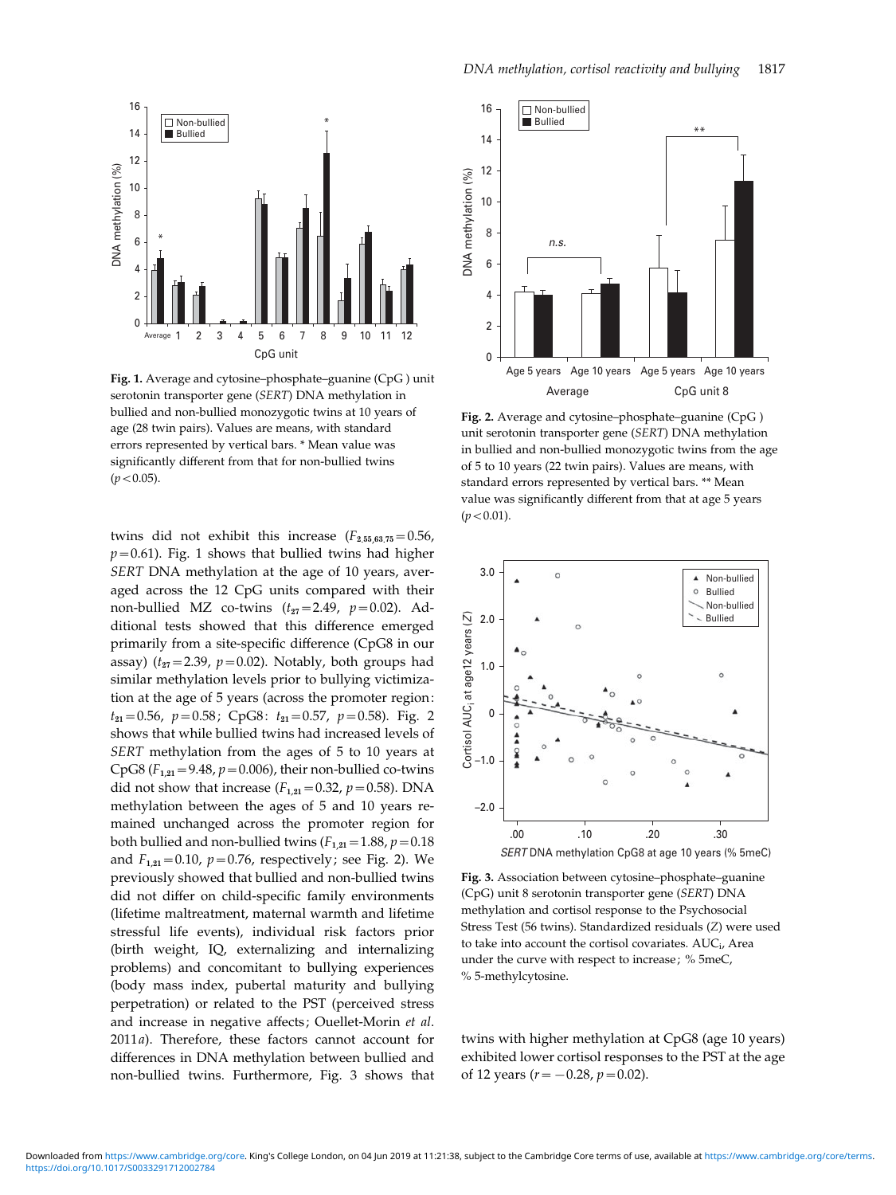Fig. 1. Average and cytosine–phosphate–guanine (CpG) unit serotonin transporter gene (*SERT*) DNA methylation in bullied and non-bullied monozygotic twins at 10 years of age (28 twin pairs). Values are means, with standard errors represented by vertical bars. * Mean value was significantly different from that for non-bullied twins ($p<0.05$).

Fig. 2. Average and cytosine–phosphate–guanine (CpG) unit serotonin transporter gene (*SERT*) DNA methylation in bullied and non-bullied monozygotic twins from the age of 5 to 10 years (22 twin pairs). Values are means, with standard errors represented by vertical bars. ** Mean value was significantly different from that at age 5 years ($p<0.01$).

Fig. 3. Association between cytosine–phosphate–guanine (CpG) unit 8 serotonin transporter gene (*SERT*) DNA methylation and cortisol response to the Psychosocial Stress Test (56 twins). Standardized residuals (*Z*) were used to take into account the cortisol covariates. $AUC_i$, Area under the curve with respect to increase; % 5meC, % 5-methylcytosine.

twins did not exhibit this increase ($F_{2.55,63.75}=0.56$, $p=0.61$). Fig. 1 shows that bullied twins had higher *SERT* DNA methylation at the age of 10 years, averaged across the 12 CpG units compared with their non-bullied MZ co-twins ($t_{27}=2.49$, $p=0.02$). Additional tests showed that this difference emerged primarily from a site-specific difference (CpG8 in our assay) ($t_{27}=2.39$, $p=0.02$). Notably, both groups had similar methylation levels prior to bullying victimization at the age of 5 years (across the promoter region: $t_{21}=0.56$, $p=0.58$; CpG8: $t_{21}=0.57$, $p=0.58$). Fig. 2 shows that while bullied twins had increased levels of *SERT* methylation from the ages of 5 to 10 years at CpG8 ($F_{1,21}=9.48$, $p=0.006$), their non-bullied co-twins did not show that increase ($F_{1,21}=0.32$, $p=0.58$). DNA methylation between the ages of 5 and 10 years remained unchanged across the promoter region for both bullied and non-bullied twins ($F_{1,21}=1.88$, $p=0.18$ and $F_{1,21}=0.10$, $p=0.76$, respectively; see Fig. 2). We previously showed that bullied and non-bullied twins did not differ on child-specific family environments (lifetime maltreatment, maternal warmth and lifetime stressful life events), individual risk factors prior (birth weight, IQ, externalizing and internalizing problems) and concomitant to bullying experiences (body mass index, pubertal maturity and bullying perpetration) or related to the PST (perceived stress and increase in negative affects; Ouellet-Morin *et al.* 2011*a*). Therefore, these factors cannot account for differences in DNA methylation between bullied and non-bullied twins. Furthermore, Fig. 3 shows that twins with higher methylation at CpG8 (age 10 years) exhibited lower cortisol responses to the PST at the age of 12 years ($r=-0.28$, $p=0.02$).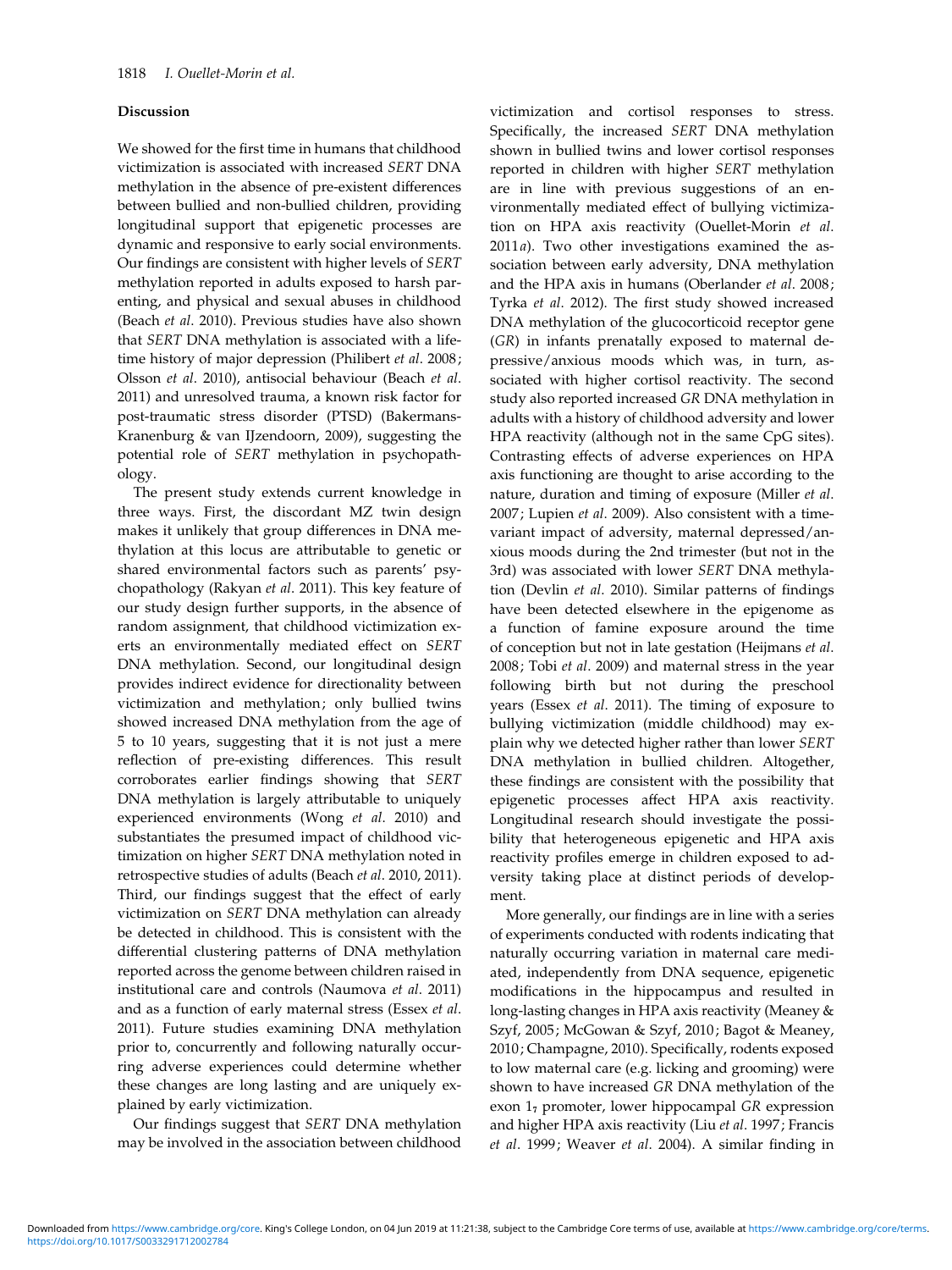## Discussion

We showed for the first time in humans that childhood victimization is associated with increased *SERT* DNA methylation in the absence of pre-existent differences between bullied and non-bullied children, providing longitudinal support that epigenetic processes are dynamic and responsive to early social environments. Our findings are consistent with higher levels of *SERT* methylation reported in adults exposed to harsh parenting, and physical and sexual abuses in childhood (Beach *et al*. 2010). Previous studies have also shown that *SERT* DNA methylation is associated with a lifetime history of major depression (Philibert *et al*. 2008; Olsson *et al*. 2010), antisocial behaviour (Beach *et al*. 2011) and unresolved trauma, a known risk factor for post-traumatic stress disorder (PTSD) (Bakermans-Kranenburg & van IJzendoorn, 2009), suggesting the potential role of *SERT* methylation in psychopathology.

The present study extends current knowledge in three ways. First, the discordant MZ twin design makes it unlikely that group differences in DNA methylation at this locus are attributable to genetic or shared environmental factors such as parents' psychopathology (Rakyan *et al*. 2011). This key feature of our study design further supports, in the absence of random assignment, that childhood victimization exerts an environmentally mediated effect on *SERT* DNA methylation. Second, our longitudinal design provides indirect evidence for directionality between victimization and methylation; only bullied twins showed increased DNA methylation from the age of 5 to 10 years, suggesting that it is not just a mere reflection of pre-existing differences. This result corroborates earlier findings showing that *SERT* DNA methylation is largely attributable to uniquely experienced environments (Wong *et al*. 2010) and substantiates the presumed impact of childhood victimization on higher *SERT* DNA methylation noted in retrospective studies of adults (Beach *et al*. 2010, 2011). Third, our findings suggest that the effect of early victimization on *SERT* DNA methylation can already be detected in childhood. This is consistent with the differential clustering patterns of DNA methylation reported across the genome between children raised in institutional care and controls (Naumova *et al*. 2011) and as a function of early maternal stress (Essex *et al*. 2011). Future studies examining DNA methylation prior to, concurrently and following naturally occurring adverse experiences could determine whether these changes are long lasting and are uniquely explained by early victimization.

Our findings suggest that *SERT* DNA methylation may be involved in the association between childhood victimization and cortisol responses to stress. Specifically, the increased *SERT* DNA methylation shown in bullied twins and lower cortisol responses reported in children with higher *SERT* methylation are in line with previous suggestions of an environmentally mediated effect of bullying victimization on HPA axis reactivity (Ouellet-Morin *et al*. 2011*a*). Two other investigations examined the association between early adversity, DNA methylation and the HPA axis in humans (Oberlander *et al*. 2008; Tyrka *et al*. 2012). The first study showed increased DNA methylation of the glucocorticoid receptor gene (*GR*) in infants prenatally exposed to maternal depressive/anxious moods which was, in turn, associated with higher cortisol reactivity. The second study also reported increased *GR* DNA methylation in adults with a history of childhood adversity and lower HPA reactivity (although not in the same CpG sites). Contrasting effects of adverse experiences on HPA axis functioning are thought to arise according to the nature, duration and timing of exposure (Miller *et al*. 2007; Lupien *et al*. 2009). Also consistent with a time-variant impact of adversity, maternal depressed/anxious moods during the 2nd trimester (but not in the 3rd) was associated with lower *SERT* DNA methylation (Devlin *et al*. 2010). Similar patterns of findings have been detected elsewhere in the epigenome as a function of famine exposure around the time of conception but not in late gestation (Heijmans *et al*. 2008; Tobi *et al*. 2009) and maternal stress in the year following birth but not during the preschool years (Essex *et al*. 2011). The timing of exposure to bullying victimization (middle childhood) may explain why we detected higher rather than lower *SERT* DNA methylation in bullied children. Altogether, these findings are consistent with the possibility that epigenetic processes affect HPA axis reactivity. Longitudinal research should investigate the possibility that heterogeneous epigenetic and HPA axis reactivity profiles emerge in children exposed to adversity taking place at distinct periods of development.

More generally, our findings are in line with a series of experiments conducted with rodents indicating that naturally occurring variation in maternal care mediated, independently from DNA sequence, epigenetic modifications in the hippocampus and resulted in long-lasting changes in HPA axis reactivity (Meaney & Szyf, 2005; McGowan & Szyf, 2010; Bagot & Meaney, 2010; Champagne, 2010). Specifically, rodents exposed to low maternal care (e.g. licking and grooming) were shown to have increased *GR* DNA methylation of the exon $1_7$ promoter, lower hippocampal *GR* expression and higher HPA axis reactivity (Liu *et al*. 1997; Francis *et al*. 1999; Weaver *et al*. 2004). A similar finding in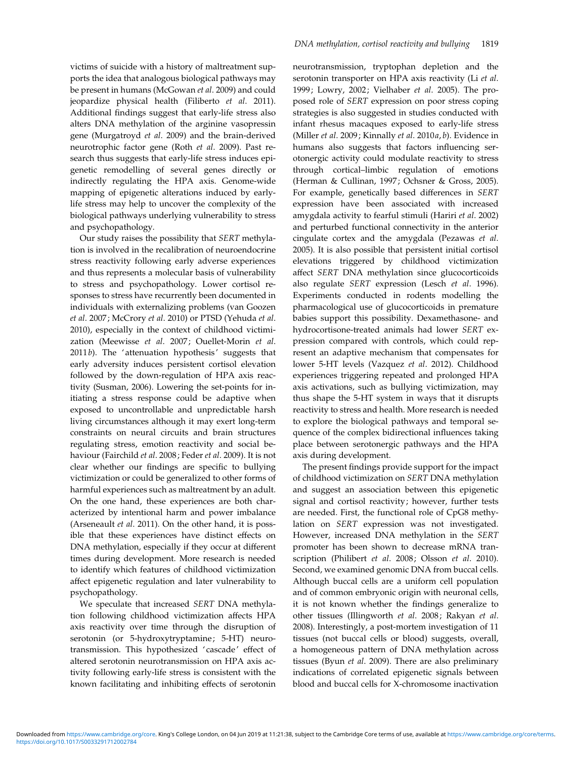victims of suicide with a history of maltreatment supports the idea that analogous biological pathways may be present in humans (McGowan *et al*. 2009) and could jeopardize physical health (Filiberto *et al*. 2011). Additional findings suggest that early-life stress also alters DNA methylation of the arginine vasopressin gene (Murgatroyd *et al*. 2009) and the brain-derived neurotrophic factor gene (Roth *et al*. 2009). Past research thus suggests that early-life stress induces epigenetic remodelling of several genes directly or indirectly regulating the HPA axis. Genome-wide mapping of epigenetic alterations induced by early-life stress may help to uncover the complexity of the biological pathways underlying vulnerability to stress and psychopathology.

Our study raises the possibility that *SERT* methylation is involved in the recalibration of neuroendocrine stress reactivity following early adverse experiences and thus represents a molecular basis of vulnerability to stress and psychopathology. Lower cortisol responses to stress have recurrently been documented in individuals with externalizing problems (van Goozen *et al*. 2007; McCrory *et al*. 2010) or PTSD (Yehuda *et al*. 2010), especially in the context of childhood victimization (Meewisse *et al*. 2007; Ouellet-Morin *et al*. 2011*b*). The 'attenuation hypothesis' suggests that early adversity induces persistent cortisol elevation followed by the down-regulation of HPA axis reactivity (Susman, 2006). Lowering the set-points for initiating a stress response could be adaptive when exposed to uncontrollable and unpredictable harsh living circumstances although it may exert long-term constraints on neural circuits and brain structures regulating stress, emotion reactivity and social behaviour (Fairchild *et al*. 2008; Feder *et al*. 2009). It is not clear whether our findings are specific to bullying victimization or could be generalized to other forms of harmful experiences such as maltreatment by an adult. On the one hand, these experiences are both characterized by intentional harm and power imbalance (Arseneault *et al*. 2011). On the other hand, it is possible that these experiences have distinct effects on DNA methylation, especially if they occur at different times during development. More research is needed to identify which features of childhood victimization affect epigenetic regulation and later vulnerability to psychopathology.

We speculate that increased *SERT* DNA methylation following childhood victimization affects HPA axis reactivity over time through the disruption of serotonin (or 5-hydroxytryptamine; 5-HT) neurotransmission. This hypothesized 'cascade' effect of altered serotonin neurotransmission on HPA axis activity following early-life stress is consistent with the known facilitating and inhibiting effects of serotonin neurotransmission, tryptophan depletion and the serotonin transporter on HPA axis reactivity (Li *et al*. 1999; Lowry, 2002; Vielhaber *et al*. 2005). The proposed role of *SERT* expression on poor stress coping strategies is also suggested in studies conducted with infant rhesus macaques exposed to early-life stress (Miller *et al*. 2009; Kinnally *et al*. 2010*a*, *b*). Evidence in humans also suggests that factors influencing serotonergic activity could modulate reactivity to stress through cortical–limbic regulation of emotions (Herman & Cullinan, 1997; Ochsner & Gross, 2005). For example, genetically based differences in *SERT* expression have been associated with increased amygdala activity to fearful stimuli (Hariri *et al*. 2002) and perturbed functional connectivity in the anterior cingulate cortex and the amygdala (Pezawas *et al*. 2005). It is also possible that persistent initial cortisol elevations triggered by childhood victimization affect *SERT* DNA methylation since glucocorticoids also regulate *SERT* expression (Lesch *et al*. 1996). Experiments conducted in rodents modelling the pharmacological use of glucocorticoids in premature babies support this possibility. Dexamethasone- and hydrocortisone-treated animals had lower *SERT* expression compared with controls, which could represent an adaptive mechanism that compensates for lower 5-HT levels (Vazquez *et al*. 2012). Childhood experiences triggering repeated and prolonged HPA axis activations, such as bullying victimization, may thus shape the 5-HT system in ways that it disrupts reactivity to stress and health. More research is needed to explore the biological pathways and temporal sequence of the complex bidirectional influences taking place between serotonergic pathways and the HPA axis during development.

The present findings provide support for the impact of childhood victimization on *SERT* DNA methylation and suggest an association between this epigenetic signal and cortisol reactivity; however, further tests are needed. First, the functional role of CpG8 methylation on *SERT* expression was not investigated. However, increased DNA methylation in the *SERT* promoter has been shown to decrease mRNA transcription (Philibert *et al*. 2008; Olsson *et al*. 2010). Second, we examined genomic DNA from buccal cells. Although buccal cells are a uniform cell population and of common embryonic origin with neuronal cells, it is not known whether the findings generalize to other tissues (Illingworth *et al*. 2008; Rakyan *et al*. 2008). Interestingly, a post-mortem investigation of 11 tissues (not buccal cells or blood) suggests, overall, a homogeneous pattern of DNA methylation across tissues (Byun *et al*. 2009). There are also preliminary indications of correlated epigenetic signals between blood and buccal cells for X-chromosome inactivation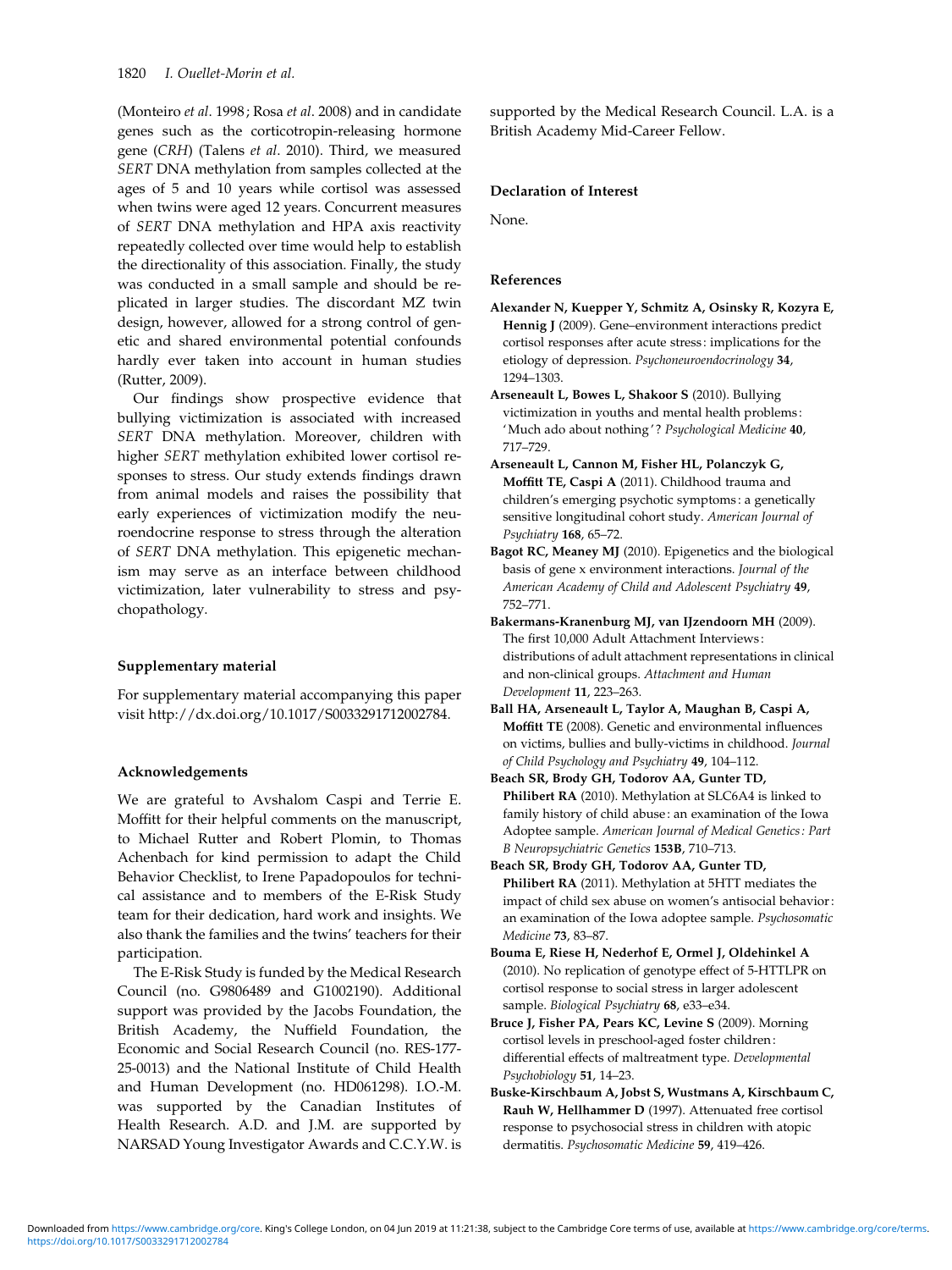(Monteiro *et al*. 1998; Rosa *et al*. 2008) and in candidate genes such as the corticotropin-releasing hormone gene (*CRH*) (Talens *et al*. 2010). Third, we measured *SERT* DNA methylation from samples collected at the ages of 5 and 10 years while cortisol was assessed when twins were aged 12 years. Concurrent measures of *SERT* DNA methylation and HPA axis reactivity repeatedly collected over time would help to establish the directionality of this association. Finally, the study was conducted in a small sample and should be replicated in larger studies. The discordant MZ twin design, however, allowed for a strong control of genetic and shared environmental potential confounds hardly ever taken into account in human studies (Rutter, 2009).

Our findings show prospective evidence that bullying victimization is associated with increased *SERT* DNA methylation. Moreover, children with higher *SERT* methylation exhibited lower cortisol responses to stress. Our study extends findings drawn from animal models and raises the possibility that early experiences of victimization modify the neuroendocrine response to stress through the alteration of *SERT* DNA methylation. This epigenetic mechanism may serve as an interface between childhood victimization, later vulnerability to stress and psychopathology.

### Supplementary material

For supplementary material accompanying this paper visit http://dx.doi.org/10.1017/S0033291712002784.

### Acknowledgements

We are grateful to Avshalom Caspi and Terrie E. Moffitt for their helpful comments on the manuscript, to Michael Rutter and Robert Plomin, to Thomas Achenbach for kind permission to adapt the Child Behavior Checklist, to Irene Papadopoulos for technical assistance and to members of the E-Risk Study team for their dedication, hard work and insights. We also thank the families and the twins' teachers for their participation.

The E-Risk Study is funded by the Medical Research Council (no. G9806489 and G1002190). Additional support was provided by the Jacobs Foundation, the British Academy, the Nuffield Foundation, the Economic and Social Research Council (no. RES-177-25-0013) and the National Institute of Child Health and Human Development (no. HD061298). I.O.-M. was supported by the Canadian Institutes of Health Research. A.D. and J.M. are supported by NARSAD Young Investigator Awards and C.C.Y.W. is supported by the Medical Research Council. L.A. is a British Academy Mid-Career Fellow.

### Declaration of Interest

None.

### References

**Alexander N, Kuepper Y, Schmitz A, Osinsky R, Kozyra E, Hennig J** (2009). Gene–environment interactions predict cortisol responses after acute stress: implications for the etiology of depression. *Psychoneuroendocrinology* **34**, 1294–1303.

**Arseneault L, Bowes L, Shakoor S** (2010). Bullying victimization in youths and mental health problems: 'Much ado about nothing'? *Psychological Medicine* **40**, 717–729.

**Arseneault L, Cannon M, Fisher HL, Polanczyk G, Moffitt TE, Caspi A** (2011). Childhood trauma and children's emerging psychotic symptoms: a genetically sensitive longitudinal cohort study. *American Journal of Psychiatry* **168**, 65–72.

**Bagot RC, Meaney MJ** (2010). Epigenetics and the biological basis of gene x environment interactions. *Journal of the American Academy of Child and Adolescent Psychiatry* **49**, 752–771.

**Bakermans-Kranenburg MJ, van IJzendoorn MH** (2009). The first 10,000 Adult Attachment Interviews: distributions of adult attachment representations in clinical and non-clinical groups. *Attachment and Human Development* **11**, 223–263.

**Ball HA, Arseneault L, Taylor A, Maughan B, Caspi A, Moffitt TE** (2008). Genetic and environmental influences on victims, bullies and bully-victims in childhood. *Journal of Child Psychology and Psychiatry* **49**, 104–112.

**Beach SR, Brody GH, Todorov AA, Gunter TD, Philibert RA** (2010). Methylation at SLC6A4 is linked to family history of child abuse: an examination of the Iowa Adoptee sample. *American Journal of Medical Genetics: Part B Neuropsychiatric Genetics* **153B**, 710–713.

**Beach SR, Brody GH, Todorov AA, Gunter TD, Philibert RA** (2011). Methylation at 5HTT mediates the impact of child sex abuse on women's antisocial behavior: an examination of the Iowa adoptee sample. *Psychosomatic Medicine* **73**, 83–87.

**Bouma E, Riese H, Nederhof E, Ormel J, Oldehinkel A** (2010). No replication of genotype effect of 5-HTTLPR on cortisol response to social stress in larger adolescent sample. *Biological Psychiatry* **68**, e33–e34.

**Bruce J, Fisher PA, Pears KC, Levine S** (2009). Morning cortisol levels in preschool-aged foster children: differential effects of maltreatment type. *Developmental Psychobiology* **51**, 14–23.

**Buske-Kirschbaum A, Jobst S, Wustmans A, Kirschbaum C, Rauh W, Hellhammer D** (1997). Attenuated free cortisol response to psychosocial stress in children with atopic dermatitis. *Psychosomatic Medicine* **59**, 419–426.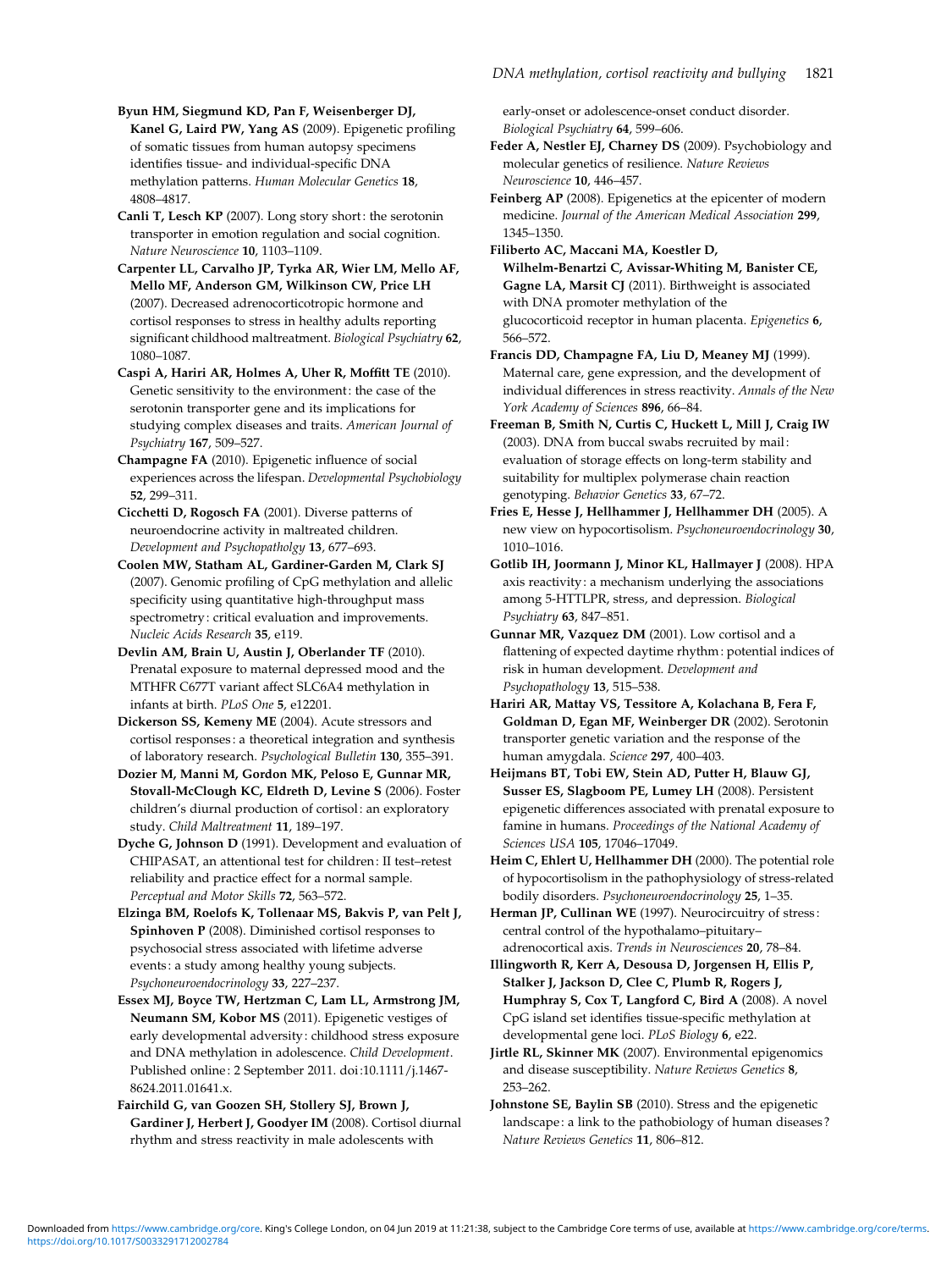**Byun HM, Siegmund KD, Pan F, Weisenberger DJ, Kanel G, Laird PW, Yang AS** (2009). Epigenetic profiling of somatic tissues from human autopsy specimens identifies tissue- and individual-specific DNA methylation patterns. *Human Molecular Genetics* **18**, 4808–4817.

**Canli T, Lesch KP** (2007). Long story short: the serotonin transporter in emotion regulation and social cognition. *Nature Neuroscience* **10**, 1103–1109.

**Carpenter LL, Carvalho JP, Tyrka AR, Wier LM, Mello AF, Mello MF, Anderson GM, Wilkinson CW, Price LH** (2007). Decreased adrenocorticotropic hormone and cortisol responses to stress in healthy adults reporting significant childhood maltreatment. *Biological Psychiatry* **62**, 1080–1087.

**Caspi A, Hariri AR, Holmes A, Uher R, Moffitt TE** (2010). Genetic sensitivity to the environment: the case of the serotonin transporter gene and its implications for studying complex diseases and traits. *American Journal of Psychiatry* **167**, 509–527.

**Champagne FA** (2010). Epigenetic influence of social experiences across the lifespan. *Developmental Psychobiology* **52**, 299–311.

**Cicchetti D, Rogosch FA** (2001). Diverse patterns of neuroendocrine activity in maltreated children. *Development and Psychopatholgy* **13**, 677–693.

**Coolen MW, Statham AL, Gardiner-Garden M, Clark SJ** (2007). Genomic profiling of CpG methylation and allelic specificity using quantitative high-throughput mass spectrometry: critical evaluation and improvements. *Nucleic Acids Research* **35**, e119.

**Devlin AM, Brain U, Austin J, Oberlander TF** (2010). Prenatal exposure to maternal depressed mood and the MTHFR C677T variant affect SLC6A4 methylation in infants at birth. *PLoS One* **5**, e12201.

**Dickerson SS, Kemeny ME** (2004). Acute stressors and cortisol responses: a theoretical integration and synthesis of laboratory research. *Psychological Bulletin* **130**, 355–391.

**Dozier M, Manni M, Gordon MK, Peloso E, Gunnar MR, Stovall-McClough KC, Eldreth D, Levine S** (2006). Foster children's diurnal production of cortisol: an exploratory study. *Child Maltreatment* **11**, 189–197.

**Dyche G, Johnson D** (1991). Development and evaluation of CHIPASAT, an attentional test for children: II test–retest reliability and practice effect for a normal sample. *Perceptual and Motor Skills* **72**, 563–572.

**Elzinga BM, Roelofs K, Tollenaar MS, Bakvis P, van Pelt J, Spinhoven P** (2008). Diminished cortisol responses to psychosocial stress associated with lifetime adverse events: a study among healthy young subjects. *Psychoneuroendocrinology* **33**, 227–237.

**Essex MJ, Boyce TW, Hertzman C, Lam LL, Armstrong JM, Neumann SM, Kobor MS** (2011). Epigenetic vestiges of early developmental adversity: childhood stress exposure and DNA methylation in adolescence. *Child Development*. Published online: 2 September 2011. doi:10.1111/j.1467-8624.2011.01641.x.

**Fairchild G, van Goozen SH, Stollery SJ, Brown J, Gardiner J, Herbert J, Goodyer IM** (2008). Cortisol diurnal rhythm and stress reactivity in male adolescents with early-onset or adolescence-onset conduct disorder. *Biological Psychiatry* **64**, 599–606.

**Feder A, Nestler EJ, Charney DS** (2009). Psychobiology and molecular genetics of resilience. *Nature Reviews Neuroscience* **10**, 446–457.

**Feinberg AP** (2008). Epigenetics at the epicenter of modern medicine. *Journal of the American Medical Association* **299**, 1345–1350.

**Filiberto AC, Maccani MA, Koestler D, Wilhelm-Benartzi C, Avissar-Whiting M, Banister CE, Gagne LA, Marsit CJ** (2011). Birthweight is associated with DNA promoter methylation of the glucocorticoid receptor in human placenta. *Epigenetics* **6**, 566–572.

**Francis DD, Champagne FA, Liu D, Meaney MJ** (1999). Maternal care, gene expression, and the development of individual differences in stress reactivity. *Annals of the New York Academy of Sciences* **896**, 66–84.

**Freeman B, Smith N, Curtis C, Huckett L, Mill J, Craig IW** (2003). DNA from buccal swabs recruited by mail: evaluation of storage effects on long-term stability and suitability for multiplex polymerase chain reaction genotyping. *Behavior Genetics* **33**, 67–72.

**Fries E, Hesse J, Hellhammer J, Hellhammer DH** (2005). A new view on hypocortisolism. *Psychoneuroendocrinology* **30**, 1010–1016.

**Gotlib IH, Joormann J, Minor KL, Hallmayer J** (2008). HPA axis reactivity: a mechanism underlying the associations among 5-HTTLPR, stress, and depression. *Biological Psychiatry* **63**, 847–851.

**Gunnar MR, Vazquez DM** (2001). Low cortisol and a flattening of expected daytime rhythm: potential indices of risk in human development. *Development and Psychopathology* **13**, 515–538.

**Hariri AR, Mattay VS, Tessitore A, Kolachana B, Fera F, Goldman D, Egan MF, Weinberger DR** (2002). Serotonin transporter genetic variation and the response of the human amygdala. *Science* **297**, 400–403.

**Heijmans BT, Tobi EW, Stein AD, Putter H, Blauw GJ, Susser ES, Slagboom PE, Lumey LH** (2008). Persistent epigenetic differences associated with prenatal exposure to famine in humans. *Proceedings of the National Academy of Sciences USA* **105**, 17046–17049.

**Heim C, Ehlert U, Hellhammer DH** (2000). The potential role of hypocortisolism in the pathophysiology of stress-related bodily disorders. *Psychoneuroendocrinology* **25**, 1–35.

**Herman JP, Cullinan WE** (1997). Neurocircuitry of stress: central control of the hypothalamo–pituitary–adrenocortical axis. *Trends in Neurosciences* **20**, 78–84.

**Illingworth R, Kerr A, Desousa D, Jorgensen H, Ellis P, Stalker J, Jackson D, Clee C, Plumb R, Rogers J, Humphray S, Cox T, Langford C, Bird A** (2008). A novel CpG island set identifies tissue-specific methylation at developmental gene loci. *PLoS Biology* **6**, e22.

**Jirtle RL, Skinner MK** (2007). Environmental epigenomics and disease susceptibility. *Nature Reviews Genetics* **8**, 253–262.

**Johnstone SE, Baylin SB** (2010). Stress and the epigenetic landscape: a link to the pathobiology of human diseases? *Nature Reviews Genetics* **11**, 806–812.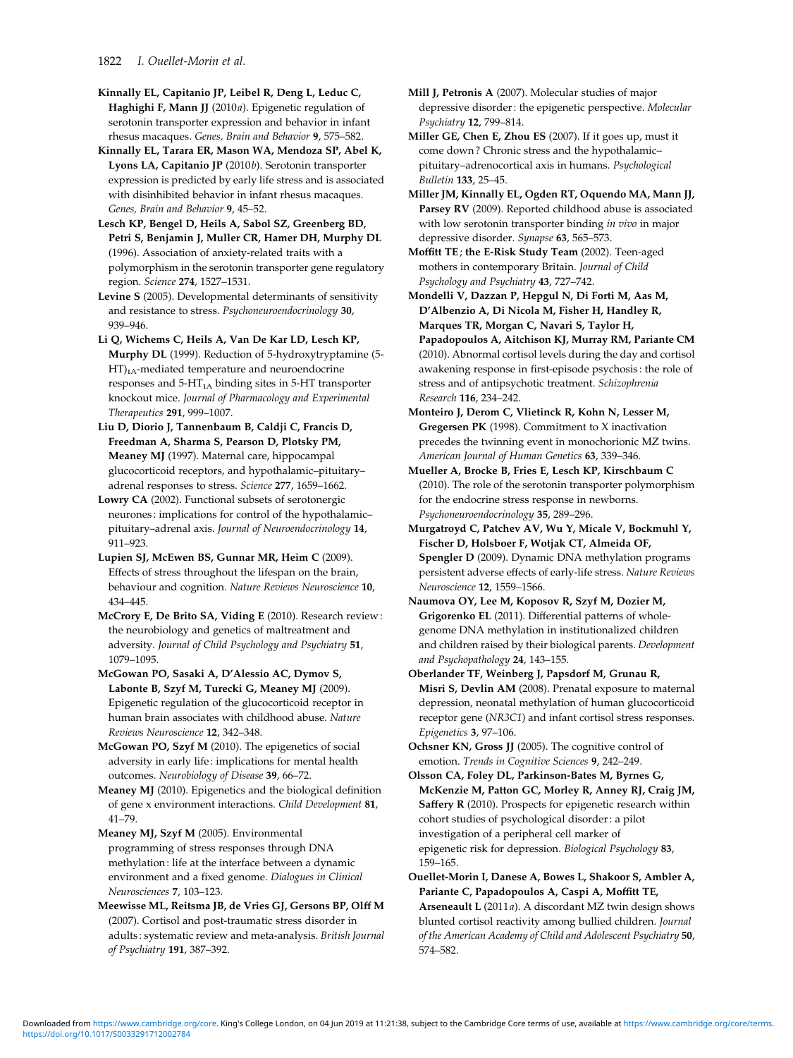**Kinnally EL, Capitanio JP, Leibel R, Deng L, Leduc C, Haghighi F, Mann JJ** (2010*a*). Epigenetic regulation of serotonin transporter expression and behavior in infant rhesus macaques. *Genes, Brain and Behavior* **9**, 575–582.

**Kinnally EL, Tarara ER, Mason WA, Mendoza SP, Abel K, Lyons LA, Capitanio JP** (2010*b*). Serotonin transporter expression is predicted by early life stress and is associated with disinhibited behavior in infant rhesus macaques. *Genes, Brain and Behavior* **9**, 45–52.

**Lesch KP, Bengel D, Heils A, Sabol SZ, Greenberg BD, Petri S, Benjamin J, Muller CR, Hamer DH, Murphy DL** (1996). Association of anxiety-related traits with a polymorphism in the serotonin transporter gene regulatory region. *Science* **274**, 1527–1531.

**Levine S** (2005). Developmental determinants of sensitivity and resistance to stress. *Psychoneuroendocrinology* **30**, 939–946.

**Li Q, Wichems C, Heils A, Van De Kar LD, Lesch KP, Murphy DL** (1999). Reduction of 5-hydroxytryptamine (5-HT)$_{1A}$-mediated temperature and neuroendocrine responses and 5-HT$_{1A}$ binding sites in 5-HT transporter knockout mice. *Journal of Pharmacology and Experimental Therapeutics* **291**, 999–1007.

**Liu D, Diorio J, Tannenbaum B, Caldji C, Francis D, Freedman A, Sharma S, Pearson D, Plotsky PM, Meaney MJ** (1997). Maternal care, hippocampal glucocorticoid receptors, and hypothalamic–pituitary–adrenal responses to stress. *Science* **277**, 1659–1662.

**Lowry CA** (2002). Functional subsets of serotonergic neurones: implications for control of the hypothalamic–pituitary–adrenal axis. *Journal of Neuroendocrinology* **14**, 911–923.

**Lupien SJ, McEwen BS, Gunnar MR, Heim C** (2009). Effects of stress throughout the lifespan on the brain, behaviour and cognition. *Nature Reviews Neuroscience* **10**, 434–445.

**McCrory E, De Brito SA, Viding E** (2010). Research review: the neurobiology and genetics of maltreatment and adversity. *Journal of Child Psychology and Psychiatry* **51**, 1079–1095.

**McGowan PO, Sasaki A, D'Alessio AC, Dymov S, Labonte B, Szyf M, Turecki G, Meaney MJ** (2009). Epigenetic regulation of the glucocorticoid receptor in human brain associates with childhood abuse. *Nature Reviews Neuroscience* **12**, 342–348.

**McGowan PO, Szyf M** (2010). The epigenetics of social adversity in early life: implications for mental health outcomes. *Neurobiology of Disease* **39**, 66–72.

**Meaney MJ** (2010). Epigenetics and the biological definition of gene x environment interactions. *Child Development* **81**, 41–79.

**Meaney MJ, Szyf M** (2005). Environmental programming of stress responses through DNA methylation: life at the interface between a dynamic environment and a fixed genome. *Dialogues in Clinical Neurosciences* **7**, 103–123.

**Meewisse ML, Reitsma JB, de Vries GJ, Gersons BP, Olff M** (2007). Cortisol and post-traumatic stress disorder in adults: systematic review and meta-analysis. *British Journal of Psychiatry* **191**, 387–392.

**Mill J, Petronis A** (2007). Molecular studies of major depressive disorder: the epigenetic perspective. *Molecular Psychiatry* **12**, 799–814.

**Miller GE, Chen E, Zhou ES** (2007). If it goes up, must it come down? Chronic stress and the hypothalamic–pituitary–adrenocortical axis in humans. *Psychological Bulletin* **133**, 25–45.

**Miller JM, Kinnally EL, Ogden RT, Oquendo MA, Mann JJ, Parsey RV** (2009). Reported childhood abuse is associated with low serotonin transporter binding *in vivo* in major depressive disorder. *Synapse* **63**, 565–573.

**Moffitt TE; the E-Risk Study Team** (2002). Teen-aged mothers in contemporary Britain. *Journal of Child Psychology and Psychiatry* **43**, 727–742.

**Mondelli V, Dazzan P, Hepgul N, Di Forti M, Aas M, D'Albenzio A, Di Nicola M, Fisher H, Handley R, Marques TR, Morgan C, Navari S, Taylor H, Papadopoulos A, Aitchison KJ, Murray RM, Pariante CM** (2010). Abnormal cortisol levels during the day and cortisol awakening response in first-episode psychosis: the role of stress and of antipsychotic treatment. *Schizophrenia Research* **116**, 234–242.

**Monteiro J, Derom C, Vlietinck R, Kohn N, Lesser M, Gregersen PK** (1998). Commitment to X inactivation precedes the twinning event in monochorionic MZ twins. *American Journal of Human Genetics* **63**, 339–346.

**Mueller A, Brocke B, Fries E, Lesch KP, Kirschbaum C** (2010). The role of the serotonin transporter polymorphism for the endocrine stress response in newborns. *Psychoneuroendocrinology* **35**, 289–296.

**Murgatroyd C, Patchev AV, Wu Y, Micale V, Bockmuhl Y, Fischer D, Holsboer F, Wotjak CT, Almeida OF, Spengler D** (2009). Dynamic DNA methylation programs persistent adverse effects of early-life stress. *Nature Reviews Neuroscience* **12**, 1559–1566.

**Naumova OY, Lee M, Koposov R, Szyf M, Dozier M, Grigorenko EL** (2011). Differential patterns of whole-genome DNA methylation in institutionalized children and children raised by their biological parents. *Development and Psychopathology* **24**, 143–155.

**Oberlander TF, Weinberg J, Papsdorf M, Grunau R, Misri S, Devlin AM** (2008). Prenatal exposure to maternal depression, neonatal methylation of human glucocorticoid receptor gene (*NR3C1*) and infant cortisol stress responses. *Epigenetics* **3**, 97–106.

**Ochsner KN, Gross JJ** (2005). The cognitive control of emotion. *Trends in Cognitive Sciences* **9**, 242–249.

**Olsson CA, Foley DL, Parkinson-Bates M, Byrnes G, McKenzie M, Patton GC, Morley R, Anney RJ, Craig JM, Saffery R** (2010). Prospects for epigenetic research within cohort studies of psychological disorder: a pilot investigation of a peripheral cell marker of epigenetic risk for depression. *Biological Psychology* **83**, 159–165.

**Ouellet-Morin I, Danese A, Bowes L, Shakoor S, Ambler A, Pariante C, Papadopoulos A, Caspi A, Moffitt TE, Arseneault L** (2011*a*). A discordant MZ twin design shows blunted cortisol reactivity among bullied children. *Journal of the American Academy of Child and Adolescent Psychiatry* **50**, 574–582.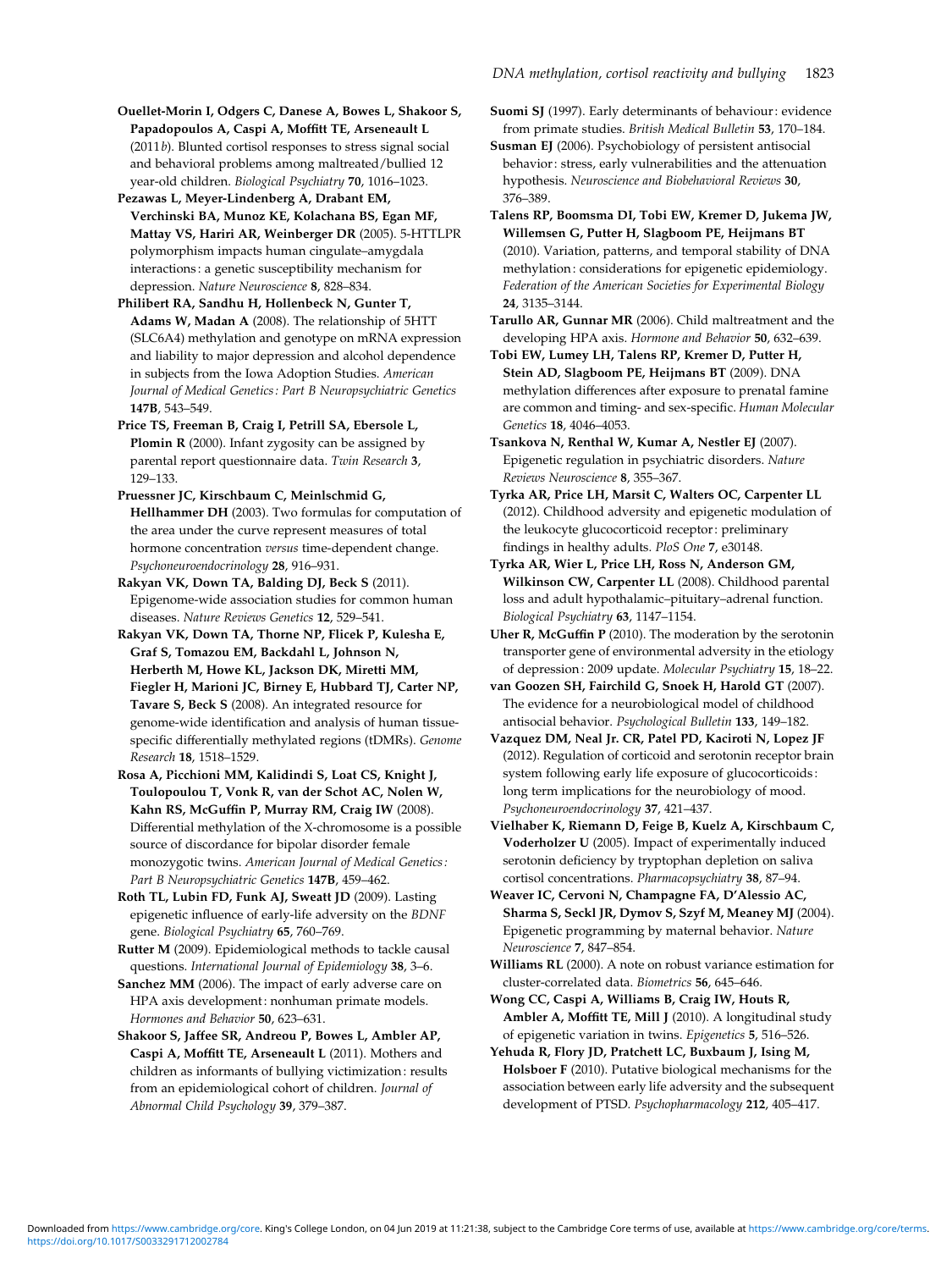**Ouellet-Morin I, Odgers C, Danese A, Bowes L, Shakoor S, Papadopoulos A, Caspi A, Moffitt TE, Arseneault L** (2011*b*). Blunted cortisol responses to stress signal social and behavioral problems among maltreated/bullied 12 year-old children. *Biological Psychiatry* **70**, 1016–1023.

**Pezawas L, Meyer-Lindenberg A, Drabant EM, Verchinski BA, Munoz KE, Kolachana BS, Egan MF, Mattay VS, Hariri AR, Weinberger DR** (2005). 5-HTTLPR polymorphism impacts human cingulate–amygdala interactions: a genetic susceptibility mechanism for depression. *Nature Neuroscience* **8**, 828–834.

**Philibert RA, Sandhu H, Hollenbeck N, Gunter T, Adams W, Madan A** (2008). The relationship of 5HTT (SLC6A4) methylation and genotype on mRNA expression and liability to major depression and alcohol dependence in subjects from the Iowa Adoption Studies. *American Journal of Medical Genetics: Part B Neuropsychiatric Genetics* **147B**, 543–549.

**Price TS, Freeman B, Craig I, Petrill SA, Ebersole L, Plomin R** (2000). Infant zygosity can be assigned by parental report questionnaire data. *Twin Research* **3**, 129–133.

**Pruessner JC, Kirschbaum C, Meinlschmid G, Hellhammer DH** (2003). Two formulas for computation of the area under the curve represent measures of total hormone concentration *versus* time-dependent change. *Psychoneuroendocrinology* **28**, 916–931.

**Rakyan VK, Down TA, Balding DJ, Beck S** (2011). Epigenome-wide association studies for common human diseases. *Nature Reviews Genetics* **12**, 529–541.

**Rakyan VK, Down TA, Thorne NP, Flicek P, Kulesha E, Graf S, Tomazou EM, Backdahl L, Johnson N, Herberth M, Howe KL, Jackson DK, Miretti MM, Fiegler H, Marioni JC, Birney E, Hubbard TJ, Carter NP, Tavare S, Beck S** (2008). An integrated resource for genome-wide identification and analysis of human tissue-specific differentially methylated regions (tDMRs). *Genome Research* **18**, 1518–1529.

**Rosa A, Picchioni MM, Kalidindi S, Loat CS, Knight J, Toulopoulou T, Vonk R, van der Schot AC, Nolen W, Kahn RS, McGuffin P, Murray RM, Craig IW** (2008). Differential methylation of the X-chromosome is a possible source of discordance for bipolar disorder female monozygotic twins. *American Journal of Medical Genetics: Part B Neuropsychiatric Genetics* **147B**, 459–462.

**Roth TL, Lubin FD, Funk AJ, Sweatt JD** (2009). Lasting epigenetic influence of early-life adversity on the *BDNF* gene. *Biological Psychiatry* **65**, 760–769.

**Rutter M** (2009). Epidemiological methods to tackle causal questions. *International Journal of Epidemiology* **38**, 3–6.

**Sanchez MM** (2006). The impact of early adverse care on HPA axis development: nonhuman primate models. *Hormones and Behavior* **50**, 623–631.

**Shakoor S, Jaffee SR, Andreou P, Bowes L, Ambler AP, Caspi A, Moffitt TE, Arseneault L** (2011). Mothers and children as informants of bullying victimization: results from an epidemiological cohort of children. *Journal of Abnormal Child Psychology* **39**, 379–387.

**Suomi SJ** (1997). Early determinants of behaviour: evidence from primate studies. *British Medical Bulletin* **53**, 170–184.

**Susman EJ** (2006). Psychobiology of persistent antisocial behavior: stress, early vulnerabilities and the attenuation hypothesis. *Neuroscience and Biobehavioral Reviews* **30**, 376–389.

**Talens RP, Boomsma DI, Tobi EW, Kremer D, Jukema JW, Willemsen G, Putter H, Slagboom PE, Heijmans BT** (2010). Variation, patterns, and temporal stability of DNA methylation: considerations for epigenetic epidemiology. *Federation of the American Societies for Experimental Biology* **24**, 3135–3144.

**Tarullo AR, Gunnar MR** (2006). Child maltreatment and the developing HPA axis. *Hormone and Behavior* **50**, 632–639.

**Tobi EW, Lumey LH, Talens RP, Kremer D, Putter H, Stein AD, Slagboom PE, Heijmans BT** (2009). DNA methylation differences after exposure to prenatal famine are common and timing- and sex-specific. *Human Molecular Genetics* **18**, 4046–4053.

**Tsankova N, Renthal W, Kumar A, Nestler EJ** (2007). Epigenetic regulation in psychiatric disorders. *Nature Reviews Neuroscience* **8**, 355–367.

**Tyrka AR, Price LH, Marsit C, Walters OC, Carpenter LL** (2012). Childhood adversity and epigenetic modulation of the leukocyte glucocorticoid receptor: preliminary findings in healthy adults. *PloS One* **7**, e30148.

**Tyrka AR, Wier L, Price LH, Ross N, Anderson GM, Wilkinson CW, Carpenter LL** (2008). Childhood parental loss and adult hypothalamic–pituitary–adrenal function. *Biological Psychiatry* **63**, 1147–1154.

**Uher R, McGuffin P** (2010). The moderation by the serotonin transporter gene of environmental adversity in the etiology of depression: 2009 update. *Molecular Psychiatry* **15**, 18–22.

**van Goozen SH, Fairchild G, Snoek H, Harold GT** (2007). The evidence for a neurobiological model of childhood antisocial behavior. *Psychological Bulletin* **133**, 149–182.

**Vazquez DM, Neal Jr. CR, Patel PD, Kaciroti N, Lopez JF** (2012). Regulation of corticoid and serotonin receptor brain system following early life exposure of glucocorticoids: long term implications for the neurobiology of mood. *Psychoneuroendocrinology* **37**, 421–437.

**Vielhaber K, Riemann D, Feige B, Kuelz A, Kirschbaum C, Voderholzer U** (2005). Impact of experimentally induced serotonin deficiency by tryptophan depletion on saliva cortisol concentrations. *Pharmacopsychiatry* **38**, 87–94.

**Weaver IC, Cervoni N, Champagne FA, D'Alessio AC, Sharma S, Seckl JR, Dymov S, Szyf M, Meaney MJ** (2004). Epigenetic programming by maternal behavior. *Nature Neuroscience* **7**, 847–854.

**Williams RL** (2000). A note on robust variance estimation for cluster-correlated data. *Biometrics* **56**, 645–646.

**Wong CC, Caspi A, Williams B, Craig IW, Houts R, Ambler A, Moffitt TE, Mill J** (2010). A longitudinal study of epigenetic variation in twins. *Epigenetics* **5**, 516–526.

**Yehuda R, Flory JD, Pratchett LC, Buxbaum J, Ising M, Holsboer F** (2010). Putative biological mechanisms for the association between early life adversity and the subsequent development of PTSD. *Psychopharmacology* **212**, 405–417.